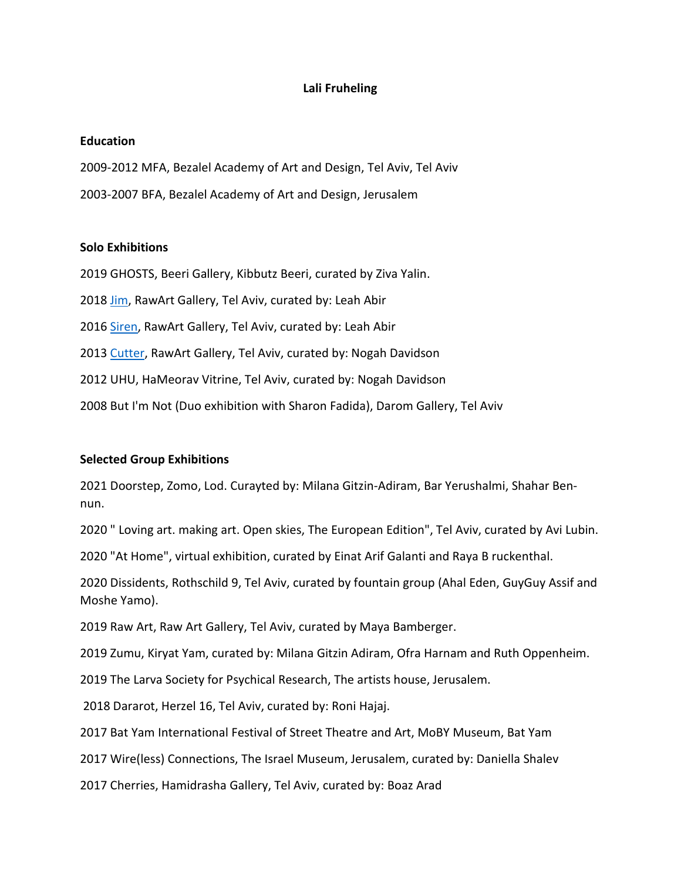**Lali Fruheling**

**Education**

2009-2012 MFA, Bezalel Academy of Art and Design, Tel Aviv, Tel Aviv

2003-2007 BFA, Bezalel Academy of Art and Design, Jerusalem

**Solo Exhibitions**

2019 GHOSTS, Beeri Gallery, Kibbutz Beeri, curated by Ziva Yalin.

2018 Jim, RawArt Gallery, Tel Aviv, curated by: Leah Abir

2016 Siren, RawArt Gallery, Tel Aviv, curated by: Leah Abir

2013 Cutter, RawArt Gallery, Tel Aviv, curated by: Nogah Davidson

2012 UHU, HaMeorav Vitrine, Tel Aviv, curated by: Nogah Davidson

2008 But I'm Not (Duo exhibition with Sharon Fadida), Darom Gallery, Tel Aviv

**Selected Group Exhibitions**

2021 Doorstep, Zomo, Lod. Curayted by: Milana Gitzin-Adiram, Bar Yerushalmi, Shahar Ben-nun.

2020 " Loving art. making art. Open skies, The European Edition", Tel Aviv, curated by Avi Lubin.

2020 "At Home", virtual exhibition, curated by Einat Arif Galanti and Raya B ruckenthal.

2020 Dissidents, Rothschild 9, Tel Aviv, curated by fountain group (Ahal Eden, GuyGuy Assif and Moshe Yamo).

2019 Raw Art, Raw Art Gallery, Tel Aviv, curated by Maya Bamberger.

2019 Zumu, Kiryat Yam, curated by: Milana Gitzin Adiram, Ofra Harnam and Ruth Oppenheim.

2019 The Larva Society for Psychical Research, The artists house, Jerusalem.

2018 Dararot, Herzel 16, Tel Aviv, curated by: Roni Hajaj.

2017 Bat Yam International Festival of Street Theatre and Art, MoBY Museum, Bat Yam

2017 Wire(less) Connections, The Israel Museum, Jerusalem, curated by: Daniella Shalev

2017 Cherries, Hamidrasha Gallery, Tel Aviv, curated by: Boaz Arad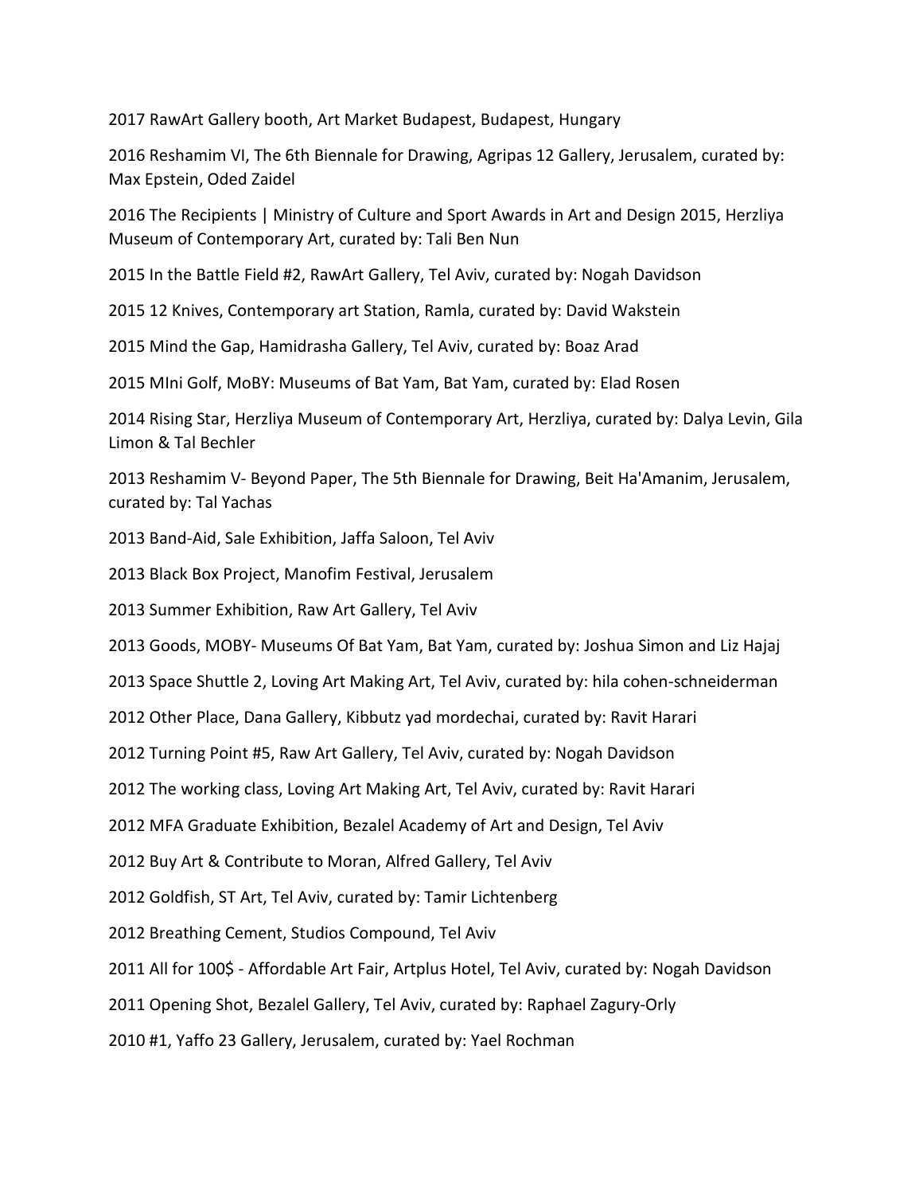2017 RawArt Gallery booth, Art Market Budapest, Budapest, Hungary

2016 Reshamim VI, The 6th Biennale for Drawing, Agripas 12 Gallery, Jerusalem, curated by: Max Epstein, Oded Zaidel

2016 The Recipients | Ministry of Culture and Sport Awards in Art and Design 2015, Herzliya Museum of Contemporary Art, curated by: Tali Ben Nun

2015 In the Battle Field #2, RawArt Gallery, Tel Aviv, curated by: Nogah Davidson

2015 12 Knives, Contemporary art Station, Ramla, curated by: David Wakstein

2015 Mind the Gap, Hamidrasha Gallery, Tel Aviv, curated by: Boaz Arad

2015 MIni Golf, MoBY: Museums of Bat Yam, Bat Yam, curated by: Elad Rosen

2014 Rising Star, Herzliya Museum of Contemporary Art, Herzliya, curated by: Dalya Levin, Gila Limon & Tal Bechler

2013 Reshamim V- Beyond Paper, The 5th Biennale for Drawing, Beit Ha'Amanim, Jerusalem, curated by: Tal Yachas

2013 Band-Aid, Sale Exhibition, Jaffa Saloon, Tel Aviv

2013 Black Box Project, Manofim Festival, Jerusalem

2013 Summer Exhibition, Raw Art Gallery, Tel Aviv

2013 Goods, MOBY- Museums Of Bat Yam, Bat Yam, curated by: Joshua Simon and Liz Hajaj

2013 Space Shuttle 2, Loving Art Making Art, Tel Aviv, curated by: hila cohen-schneiderman

2012 Other Place, Dana Gallery, Kibbutz yad mordechai, curated by: Ravit Harari

2012 Turning Point #5, Raw Art Gallery, Tel Aviv, curated by: Nogah Davidson

2012 The working class, Loving Art Making Art, Tel Aviv, curated by: Ravit Harari

2012 MFA Graduate Exhibition, Bezalel Academy of Art and Design, Tel Aviv

2012 Buy Art & Contribute to Moran, Alfred Gallery, Tel Aviv

2012 Goldfish, ST Art, Tel Aviv, curated by: Tamir Lichtenberg

2012 Breathing Cement, Studios Compound, Tel Aviv

2011 All for 100$ - Affordable Art Fair, Artplus Hotel, Tel Aviv, curated by: Nogah Davidson

2011 Opening Shot, Bezalel Gallery, Tel Aviv, curated by: Raphael Zagury-Orly

2010 #1, Yaffo 23 Gallery, Jerusalem, curated by: Yael Rochman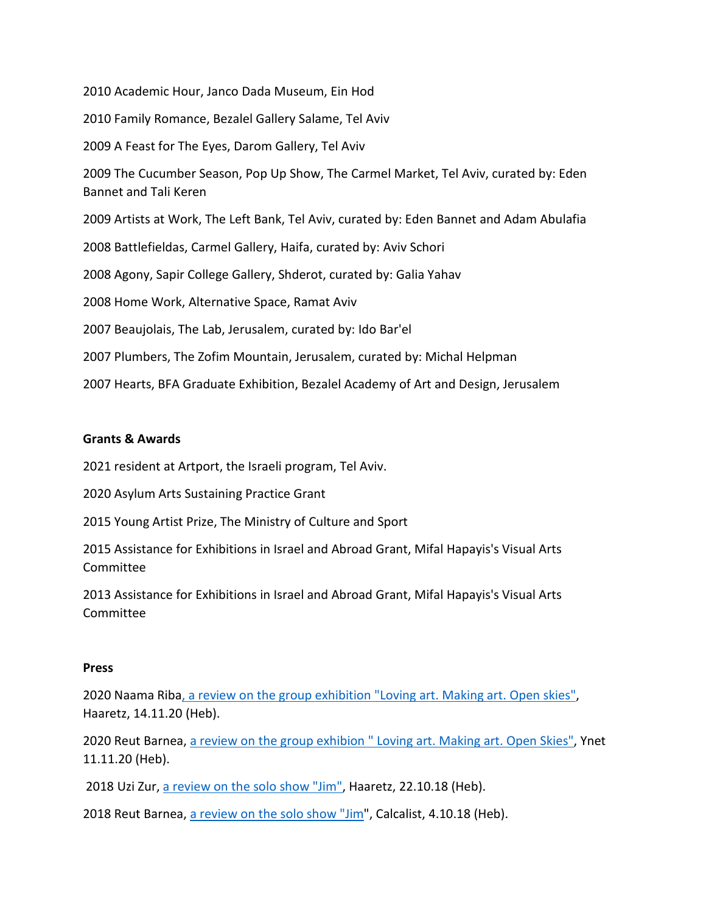2010 Academic Hour, Janco Dada Museum, Ein Hod

2010 Family Romance, Bezalel Gallery Salame, Tel Aviv

2009 A Feast for The Eyes, Darom Gallery, Tel Aviv

2009 The Cucumber Season, Pop Up Show, The Carmel Market, Tel Aviv, curated by: Eden Bannet and Tali Keren

2009 Artists at Work, The Left Bank, Tel Aviv, curated by: Eden Bannet and Adam Abulafia

2008 Battlefieldas, Carmel Gallery, Haifa, curated by: Aviv Schori

2008 Agony, Sapir College Gallery, Shderot, curated by: Galia Yahav

2008 Home Work, Alternative Space, Ramat Aviv

2007 Beaujolais, The Lab, Jerusalem, curated by: Ido Bar'el

2007 Plumbers, The Zofim Mountain, Jerusalem, curated by: Michal Helpman

2007 Hearts, BFA Graduate Exhibition, Bezalel Academy of Art and Design, Jerusalem

**Grants & Awards**

2021 resident at Artport, the Israeli program, Tel Aviv.

2020 Asylum Arts Sustaining Practice Grant

2015 Young Artist Prize, The Ministry of Culture and Sport

2015 Assistance for Exhibitions in Israel and Abroad Grant, Mifal Hapayis's Visual Arts Committee

2013 Assistance for Exhibitions in Israel and Abroad Grant, Mifal Hapayis's Visual Arts Committee

**Press**

2020 Naama Riba, a review on the group exhibition "Loving art. Making art. Open skies", Haaretz, 14.11.20 (Heb).

2020 Reut Barnea, a review on the group exhibion " Loving art. Making art. Open Skies", Ynet 11.11.20 (Heb).

2018 Uzi Zur, a review on the solo show "Jim", Haaretz, 22.10.18 (Heb).

2018 Reut Barnea, a review on the solo show "Jim", Calcalist, 4.10.18 (Heb).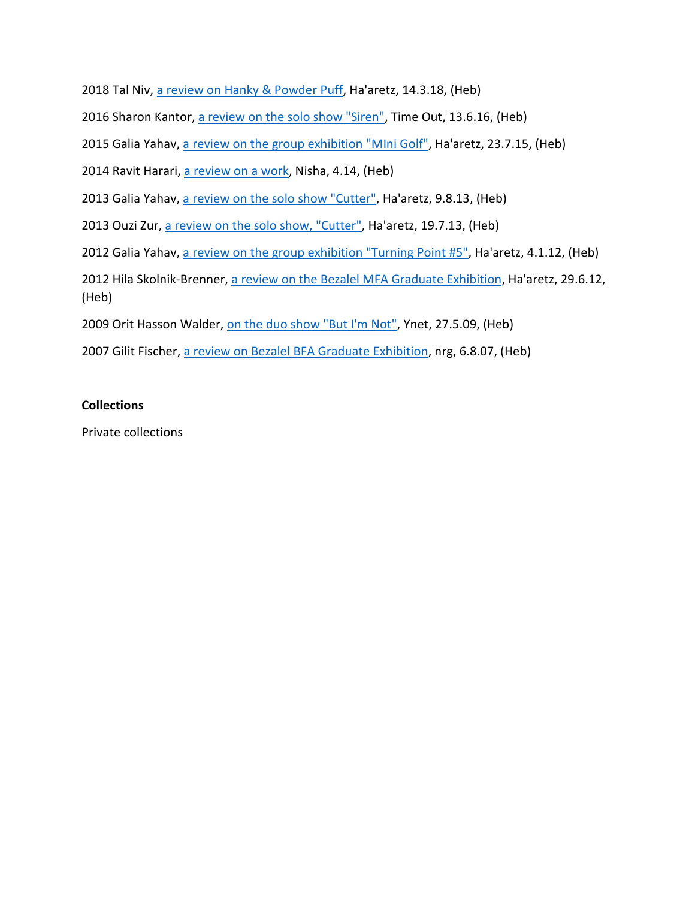2018 Tal Niv, a review on Hanky & Powder Puff, Ha'aretz, 14.3.18, (Heb)

2016 Sharon Kantor, a review on the solo show "Siren", Time Out, 13.6.16, (Heb)

2015 Galia Yahav, a review on the group exhibition "MIni Golf", Ha'aretz, 23.7.15, (Heb)

2014 Ravit Harari, a review on a work, Nisha, 4.14, (Heb)

2013 Galia Yahav, a review on the solo show "Cutter", Ha'aretz, 9.8.13, (Heb)

2013 Ouzi Zur, a review on the solo show, "Cutter", Ha'aretz, 19.7.13, (Heb)

2012 Galia Yahav, a review on the group exhibition "Turning Point #5", Ha'aretz, 4.1.12, (Heb)

2012 Hila Skolnik-Brenner, a review on the Bezalel MFA Graduate Exhibition, Ha'aretz, 29.6.12, (Heb)

2009 Orit Hasson Walder, on the duo show "But I'm Not", Ynet, 27.5.09, (Heb)

2007 Gilit Fischer, a review on Bezalel BFA Graduate Exhibition, nrg, 6.8.07, (Heb)

**Collections**

Private collections